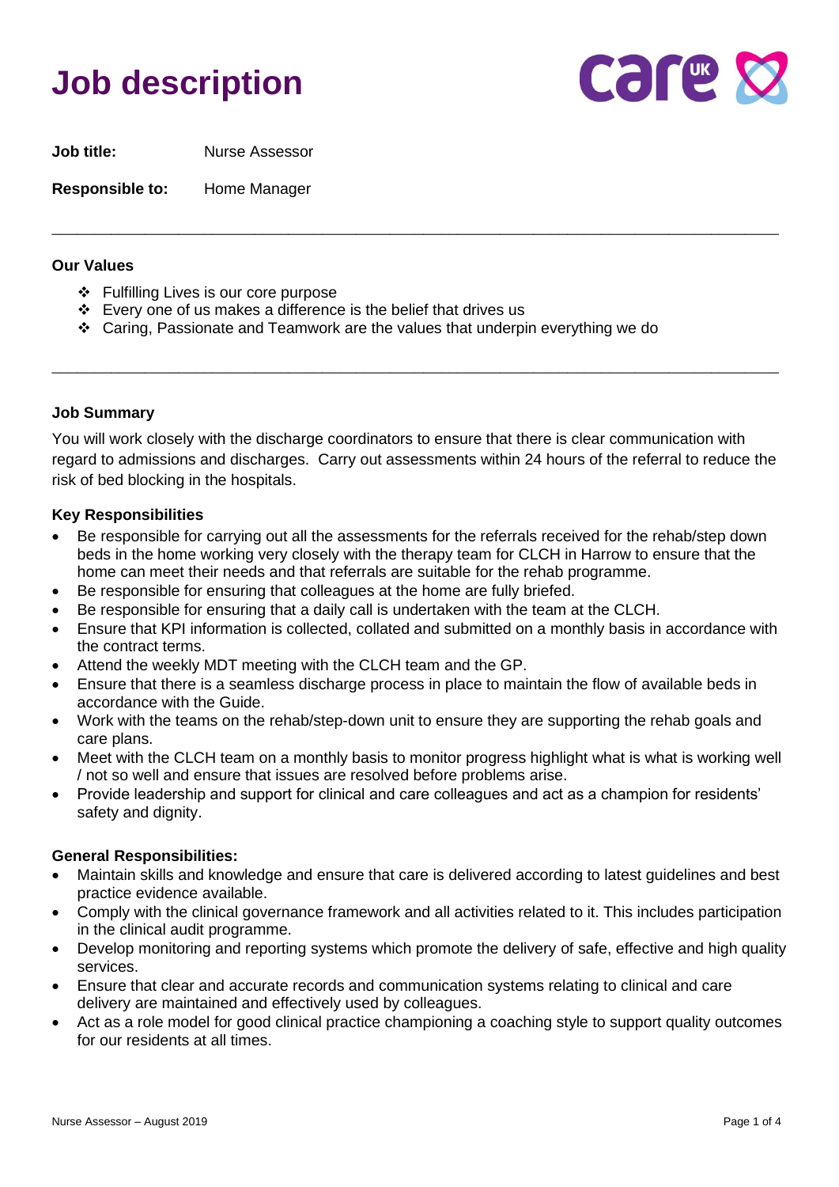# Job description

**Job title:** Nurse Assessor

**Responsible to:** Home Manager

---

### Our Values

- Fulfilling Lives is our core purpose
- Every one of us makes a difference is the belief that drives us
- Caring, Passionate and Teamwork are the values that underpin everything we do

---

### Job Summary

You will work closely with the discharge coordinators to ensure that there is clear communication with regard to admissions and discharges. Carry out assessments within 24 hours of the referral to reduce the risk of bed blocking in the hospitals.

### Key Responsibilities

- Be responsible for carrying out all the assessments for the referrals received for the rehab/step down beds in the home working very closely with the therapy team for CLCH in Harrow to ensure that the home can meet their needs and that referrals are suitable for the rehab programme.
- Be responsible for ensuring that colleagues at the home are fully briefed.
- Be responsible for ensuring that a daily call is undertaken with the team at the CLCH.
- Ensure that KPI information is collected, collated and submitted on a monthly basis in accordance with the contract terms.
- Attend the weekly MDT meeting with the CLCH team and the GP.
- Ensure that there is a seamless discharge process in place to maintain the flow of available beds in accordance with the Guide.
- Work with the teams on the rehab/step-down unit to ensure they are supporting the rehab goals and care plans.
- Meet with the CLCH team on a monthly basis to monitor progress highlight what is what is working well / not so well and ensure that issues are resolved before problems arise.
- Provide leadership and support for clinical and care colleagues and act as a champion for residents' safety and dignity.

### General Responsibilities:

- Maintain skills and knowledge and ensure that care is delivered according to latest guidelines and best practice evidence available.
- Comply with the clinical governance framework and all activities related to it. This includes participation in the clinical audit programme.
- Develop monitoring and reporting systems which promote the delivery of safe, effective and high quality services.
- Ensure that clear and accurate records and communication systems relating to clinical and care delivery are maintained and effectively used by colleagues.
- Act as a role model for good clinical practice championing a coaching style to support quality outcomes for our residents at all times.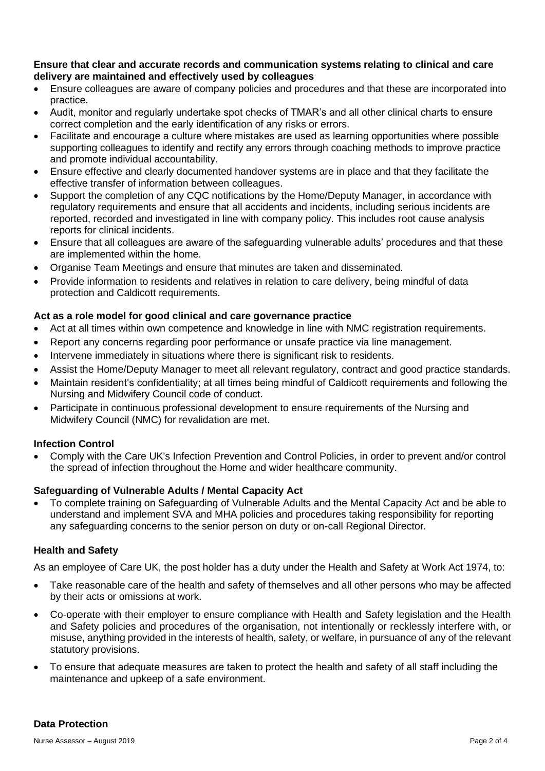**Ensure that clear and accurate records and communication systems relating to clinical and care delivery are maintained and effectively used by colleagues**

- Ensure colleagues are aware of company policies and procedures and that these are incorporated into practice.
- Audit, monitor and regularly undertake spot checks of TMAR's and all other clinical charts to ensure correct completion and the early identification of any risks or errors.
- Facilitate and encourage a culture where mistakes are used as learning opportunities where possible supporting colleagues to identify and rectify any errors through coaching methods to improve practice and promote individual accountability.
- Ensure effective and clearly documented handover systems are in place and that they facilitate the effective transfer of information between colleagues.
- Support the completion of any CQC notifications by the Home/Deputy Manager, in accordance with regulatory requirements and ensure that all accidents and incidents, including serious incidents are reported, recorded and investigated in line with company policy. This includes root cause analysis reports for clinical incidents.
- Ensure that all colleagues are aware of the safeguarding vulnerable adults' procedures and that these are implemented within the home.
- Organise Team Meetings and ensure that minutes are taken and disseminated.
- Provide information to residents and relatives in relation to care delivery, being mindful of data protection and Caldicott requirements.

**Act as a role model for good clinical and care governance practice**

- Act at all times within own competence and knowledge in line with NMC registration requirements.
- Report any concerns regarding poor performance or unsafe practice via line management.
- Intervene immediately in situations where there is significant risk to residents.
- Assist the Home/Deputy Manager to meet all relevant regulatory, contract and good practice standards.
- Maintain resident's confidentiality; at all times being mindful of Caldicott requirements and following the Nursing and Midwifery Council code of conduct.
- Participate in continuous professional development to ensure requirements of the Nursing and Midwifery Council (NMC) for revalidation are met.

**Infection Control**

- Comply with the Care UK's Infection Prevention and Control Policies, in order to prevent and/or control the spread of infection throughout the Home and wider healthcare community.

**Safeguarding of Vulnerable Adults / Mental Capacity Act**

- To complete training on Safeguarding of Vulnerable Adults and the Mental Capacity Act and be able to understand and implement SVA and MHA policies and procedures taking responsibility for reporting any safeguarding concerns to the senior person on duty or on-call Regional Director.

**Health and Safety**

As an employee of Care UK, the post holder has a duty under the Health and Safety at Work Act 1974, to:

- Take reasonable care of the health and safety of themselves and all other persons who may be affected by their acts or omissions at work.
- Co-operate with their employer to ensure compliance with Health and Safety legislation and the Health and Safety policies and procedures of the organisation, not intentionally or recklessly interfere with, or misuse, anything provided in the interests of health, safety, or welfare, in pursuance of any of the relevant statutory provisions.
- To ensure that adequate measures are taken to protect the health and safety of all staff including the maintenance and upkeep of a safe environment.

**Data Protection**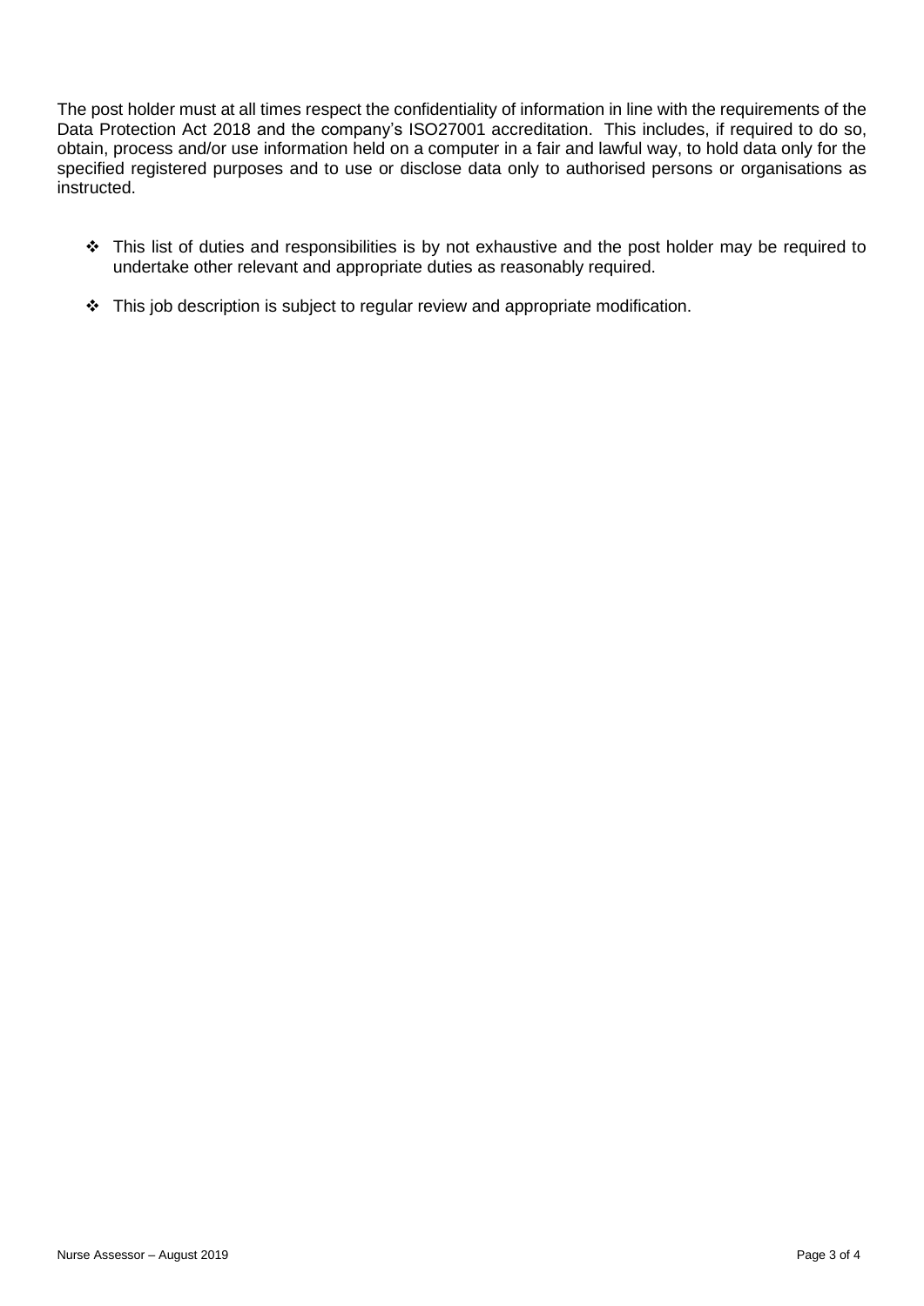The post holder must at all times respect the confidentiality of information in line with the requirements of the Data Protection Act 2018 and the company's ISO27001 accreditation. This includes, if required to do so, obtain, process and/or use information held on a computer in a fair and lawful way, to hold data only for the specified registered purposes and to use or disclose data only to authorised persons or organisations as instructed.

- This list of duties and responsibilities is by not exhaustive and the post holder may be required to undertake other relevant and appropriate duties as reasonably required.
- This job description is subject to regular review and appropriate modification.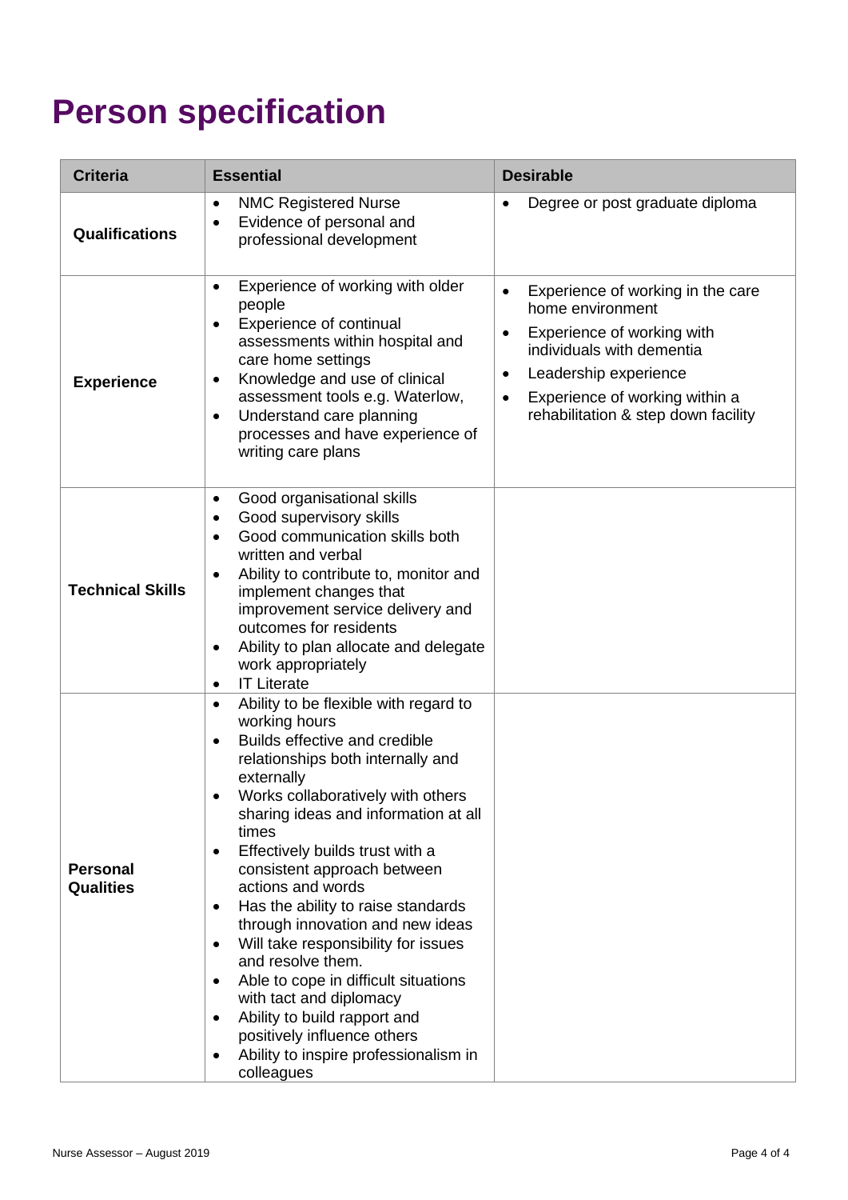# Person specification

| Criteria | Essential | Desirable |
|---|---|---|
| **Qualifications** | • NMC Registered Nurse<br>• Evidence of personal and professional development | • Degree or post graduate diploma |
| **Experience** | • Experience of working with older people<br>• Experience of continual assessments within hospital and care home settings<br>• Knowledge and use of clinical assessment tools e.g. Waterlow,<br>• Understand care planning processes and have experience of writing care plans | • Experience of working in the care home environment<br>• Experience of working with individuals with dementia<br>• Leadership experience<br>• Experience of working within a rehabilitation & step down facility |
| **Technical Skills** | • Good organisational skills<br>• Good supervisory skills<br>• Good communication skills both written and verbal<br>• Ability to contribute to, monitor and implement changes that improvement service delivery and outcomes for residents<br>• Ability to plan allocate and delegate work appropriately<br>• IT Literate | |
| **Personal Qualities** | • Ability to be flexible with regard to working hours<br>• Builds effective and credible relationships both internally and externally<br>• Works collaboratively with others sharing ideas and information at all times<br>• Effectively builds trust with a consistent approach between actions and words<br>• Has the ability to raise standards through innovation and new ideas<br>• Will take responsibility for issues and resolve them.<br>• Able to cope in difficult situations with tact and diplomacy<br>• Ability to build rapport and positively influence others<br>• Ability to inspire professionalism in colleagues | |